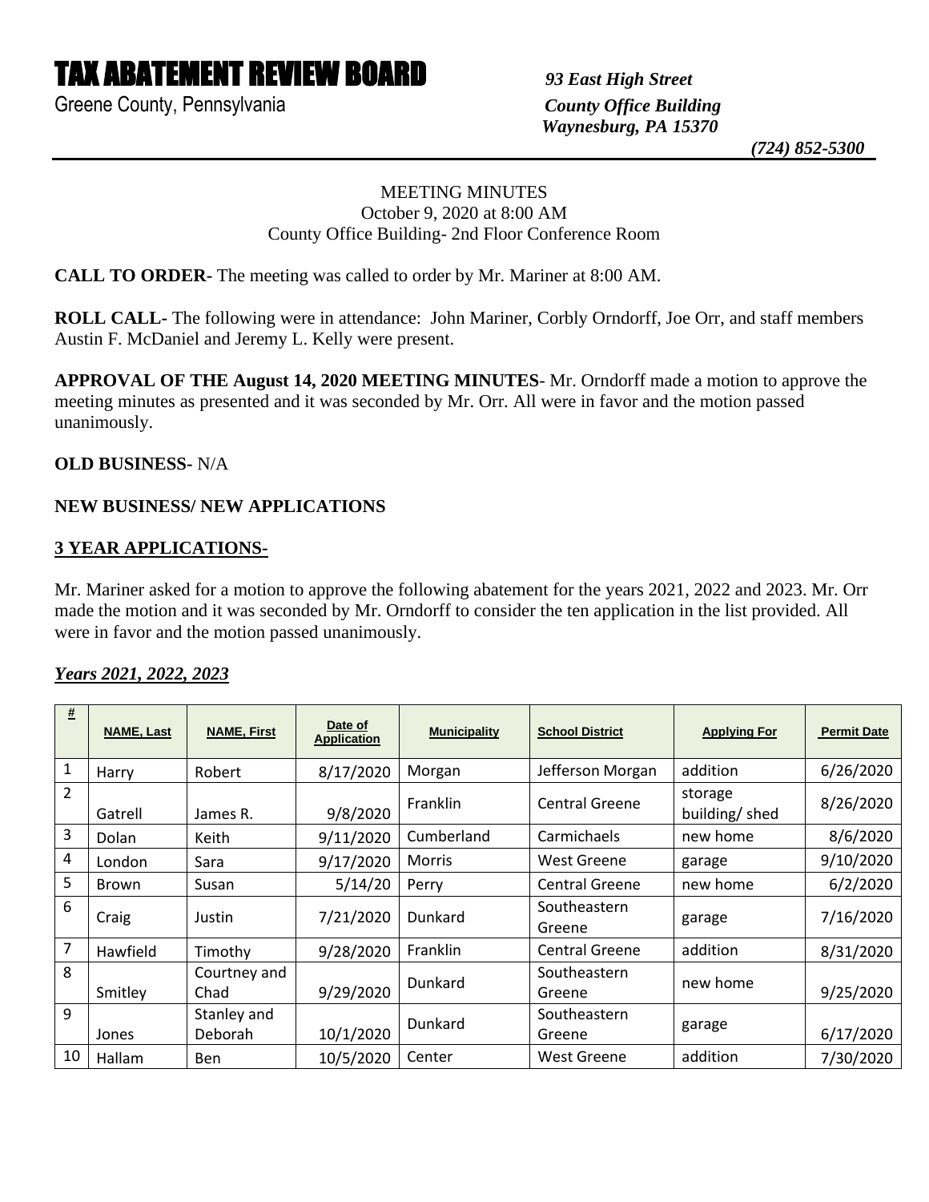# TAX ABATEMENT REVIEW BOARD

Greene County, Pennsylvania

***93 East High Street***
***County Office Building***
***Waynesburg, PA 15370***
***(724) 852-5300***

MEETING MINUTES
October 9, 2020 at 8:00 AM
County Office Building- 2nd Floor Conference Room

**CALL TO ORDER-** The meeting was called to order by Mr. Mariner at 8:00 AM.

**ROLL CALL-** The following were in attendance: John Mariner, Corbly Orndorff, Joe Orr, and staff members Austin F. McDaniel and Jeremy L. Kelly were present.

**APPROVAL OF THE August 14, 2020 MEETING MINUTES-** Mr. Orndorff made a motion to approve the meeting minutes as presented and it was seconded by Mr. Orr. All were in favor and the motion passed unanimously.

**OLD BUSINESS-** N/A

**NEW BUSINESS/ NEW APPLICATIONS**

## 3 YEAR APPLICATIONS-

Mr. Mariner asked for a motion to approve the following abatement for the years 2021, 2022 and 2023. Mr. Orr made the motion and it was seconded by Mr. Orndorff to consider the ten application in the list provided. All were in favor and the motion passed unanimously.

***Years 2021, 2022, 2023***

| # | NAME, Last | NAME, First | Date of Application | Municipality | School District | Applying For | Permit Date |
|---|---|---|---|---|---|---|---|
| 1 | Harry | Robert | 8/17/2020 | Morgan | Jefferson Morgan | addition | 6/26/2020 |
| 2 | Gatrell | James R. | 9/8/2020 | Franklin | Central Greene | storage building/ shed | 8/26/2020 |
| 3 | Dolan | Keith | 9/11/2020 | Cumberland | Carmichaels | new home | 8/6/2020 |
| 4 | London | Sara | 9/17/2020 | Morris | West Greene | garage | 9/10/2020 |
| 5 | Brown | Susan | 5/14/20 | Perry | Central Greene | new home | 6/2/2020 |
| 6 | Craig | Justin | 7/21/2020 | Dunkard | Southeastern Greene | garage | 7/16/2020 |
| 7 | Hawfield | Timothy | 9/28/2020 | Franklin | Central Greene | addition | 8/31/2020 |
| 8 | Smitley | Courtney and Chad | 9/29/2020 | Dunkard | Southeastern Greene | new home | 9/25/2020 |
| 9 | Jones | Stanley and Deborah | 10/1/2020 | Dunkard | Southeastern Greene | garage | 6/17/2020 |
| 10 | Hallam | Ben | 10/5/2020 | Center | West Greene | addition | 7/30/2020 |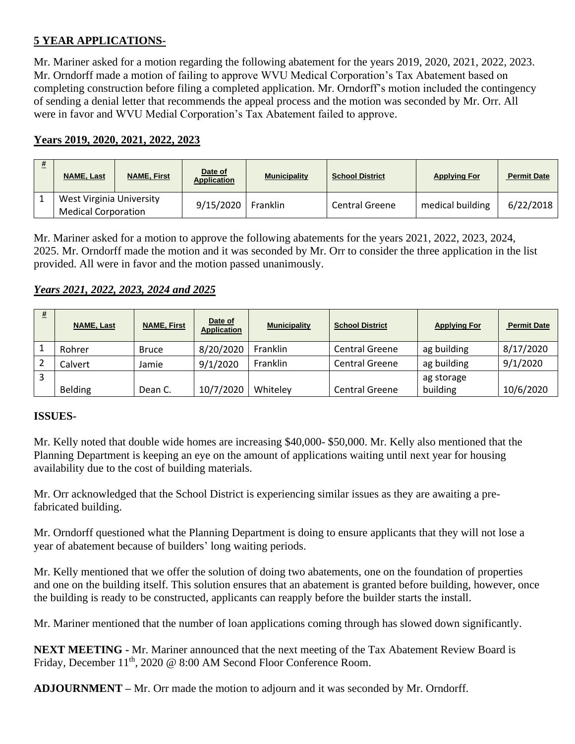**5 YEAR APPLICATIONS-**

Mr. Mariner asked for a motion regarding the following abatement for the years 2019, 2020, 2021, 2022, 2023. Mr. Orndorff made a motion of failing to approve WVU Medical Corporation's Tax Abatement based on completing construction before filing a completed application. Mr. Orndorff's motion included the contingency of sending a denial letter that recommends the appeal process and the motion was seconded by Mr. Orr. All were in favor and WVU Medial Corporation's Tax Abatement failed to approve.

**Years 2019, 2020, 2021, 2022, 2023**

| # | NAME, Last | NAME, First | Date of Application | Municipality | School District | Applying For | Permit Date |
|---|---|---|---|---|---|---|---|
| 1 | West Virginia University Medical Corporation | | 9/15/2020 | Franklin | Central Greene | medical building | 6/22/2018 |

Mr. Mariner asked for a motion to approve the following abatements for the years 2021, 2022, 2023, 2024, 2025. Mr. Orndorff made the motion and it was seconded by Mr. Orr to consider the three application in the list provided. All were in favor and the motion passed unanimously.

***Years 2021, 2022, 2023, 2024 and 2025***

| # | NAME, Last | NAME, First | Date of Application | Municipality | School District | Applying For | Permit Date |
|---|---|---|---|---|---|---|---|
| 1 | Rohrer | Bruce | 8/20/2020 | Franklin | Central Greene | ag building | 8/17/2020 |
| 2 | Calvert | Jamie | 9/1/2020 | Franklin | Central Greene | ag building | 9/1/2020 |
| 3 | Belding | Dean C. | 10/7/2020 | Whiteley | Central Greene | ag storage building | 10/6/2020 |

**ISSUES-**

Mr. Kelly noted that double wide homes are increasing $40,000- $50,000. Mr. Kelly also mentioned that the Planning Department is keeping an eye on the amount of applications waiting until next year for housing availability due to the cost of building materials.

Mr. Orr acknowledged that the School District is experiencing similar issues as they are awaiting a pre-fabricated building.

Mr. Orndorff questioned what the Planning Department is doing to ensure applicants that they will not lose a year of abatement because of builders' long waiting periods.

Mr. Kelly mentioned that we offer the solution of doing two abatements, one on the foundation of properties and one on the building itself. This solution ensures that an abatement is granted before building, however, once the building is ready to be constructed, applicants can reapply before the builder starts the install.

Mr. Mariner mentioned that the number of loan applications coming through has slowed down significantly.

**NEXT MEETING -** Mr. Mariner announced that the next meeting of the Tax Abatement Review Board is Friday, December 11th, 2020 @ 8:00 AM Second Floor Conference Room.

**ADJOURNMENT –** Mr. Orr made the motion to adjourn and it was seconded by Mr. Orndorff.